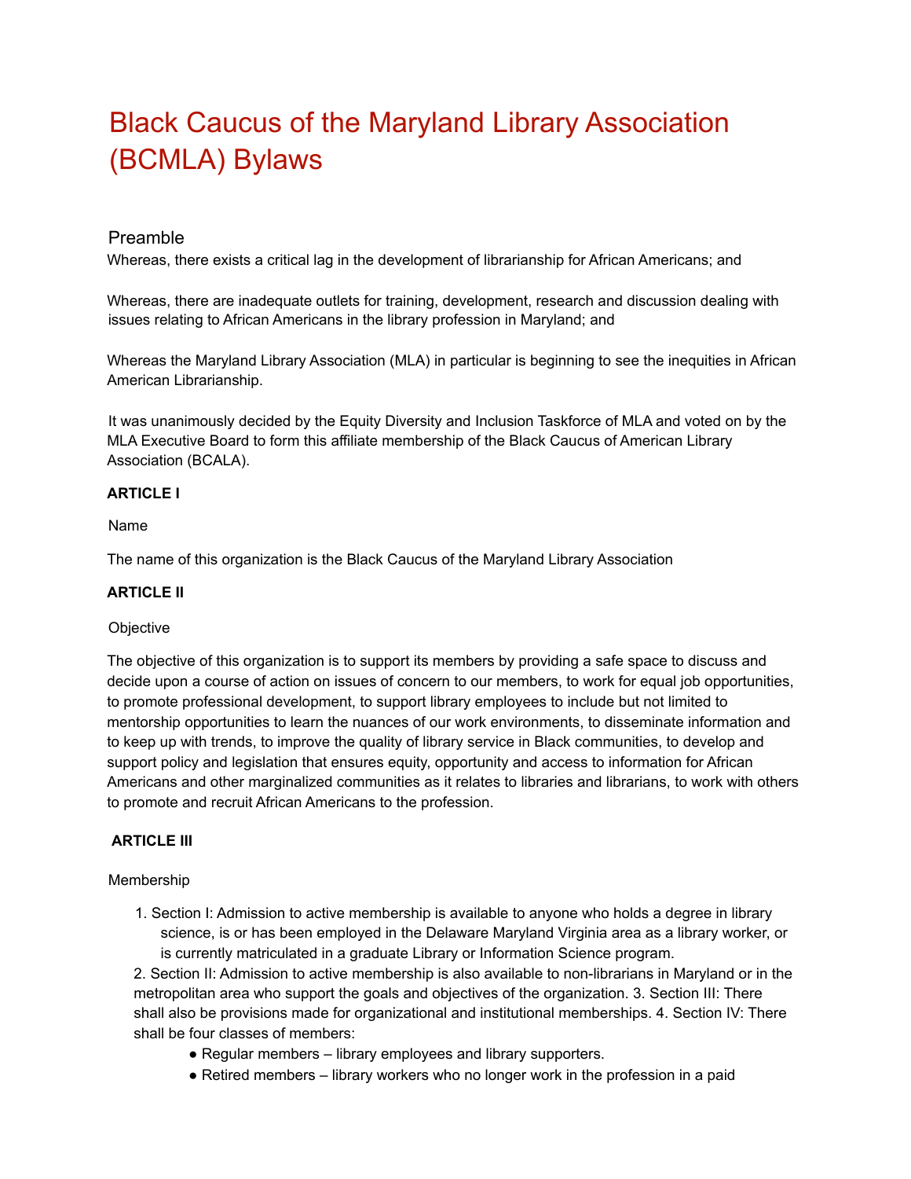# Black Caucus of the Maryland Library Association (BCMLA) Bylaws

## Preamble

Whereas, there exists a critical lag in the development of librarianship for African Americans; and

Whereas, there are inadequate outlets for training, development, research and discussion dealing with issues relating to African Americans in the library profession in Maryland; and

Whereas the Maryland Library Association (MLA) in particular is beginning to see the inequities in African American Librarianship.

It was unanimously decided by the Equity Diversity and Inclusion Taskforce of MLA and voted on by the MLA Executive Board to form this affiliate membership of the Black Caucus of American Library Association (BCALA).

**ARTICLE I**

Name

The name of this organization is the Black Caucus of the Maryland Library Association

**ARTICLE II**

Objective

The objective of this organization is to support its members by providing a safe space to discuss and decide upon a course of action on issues of concern to our members, to work for equal job opportunities, to promote professional development, to support library employees to include but not limited to mentorship opportunities to learn the nuances of our work environments, to disseminate information and to keep up with trends, to improve the quality of library service in Black communities, to develop and support policy and legislation that ensures equity, opportunity and access to information for African Americans and other marginalized communities as it relates to libraries and librarians, to work with others to promote and recruit African Americans to the profession.

**ARTICLE III**

Membership

1. Section I: Admission to active membership is available to anyone who holds a degree in library science, is or has been employed in the Delaware Maryland Virginia area as a library worker, or is currently matriculated in a graduate Library or Information Science program.

2. Section II: Admission to active membership is also available to non-librarians in Maryland or in the metropolitan area who support the goals and objectives of the organization. 3. Section III: There shall also be provisions made for organizational and institutional memberships. 4. Section IV: There shall be four classes of members:

- Regular members – library employees and library supporters.
- Retired members – library workers who no longer work in the profession in a paid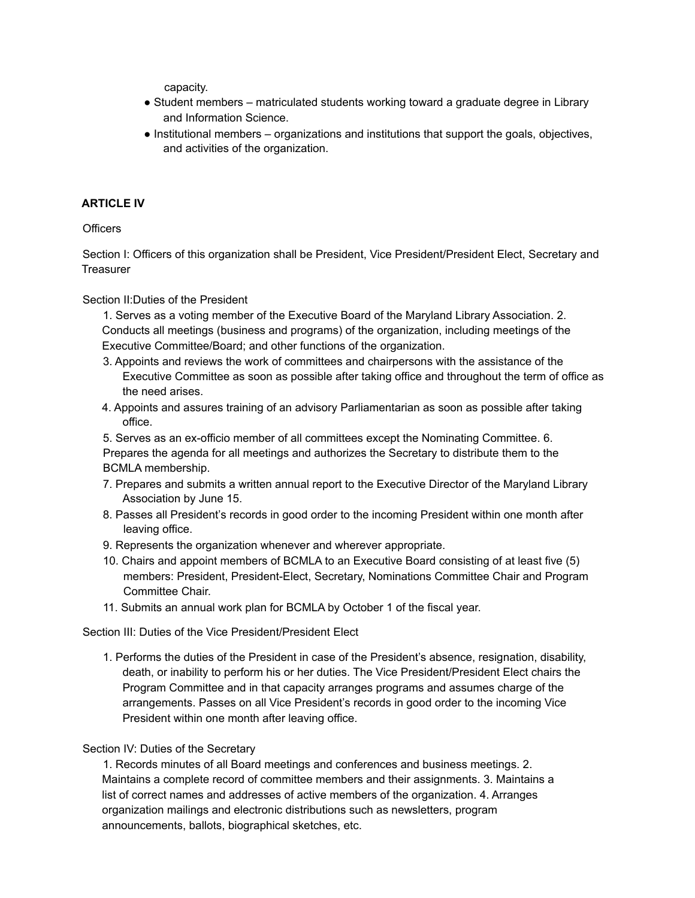capacity.

- Student members – matriculated students working toward a graduate degree in Library and Information Science.
- Institutional members – organizations and institutions that support the goals, objectives, and activities of the organization.

**ARTICLE IV**

Officers

Section I: Officers of this organization shall be President, Vice President/President Elect, Secretary and Treasurer

Section II:Duties of the President

1. Serves as a voting member of the Executive Board of the Maryland Library Association. 2. Conducts all meetings (business and programs) of the organization, including meetings of the Executive Committee/Board; and other functions of the organization.
3. Appoints and reviews the work of committees and chairpersons with the assistance of the Executive Committee as soon as possible after taking office and throughout the term of office as the need arises.
4. Appoints and assures training of an advisory Parliamentarian as soon as possible after taking office.
5. Serves as an ex-officio member of all committees except the Nominating Committee. 6. Prepares the agenda for all meetings and authorizes the Secretary to distribute them to the BCMLA membership.
7. Prepares and submits a written annual report to the Executive Director of the Maryland Library Association by June 15.
8. Passes all President's records in good order to the incoming President within one month after leaving office.
9. Represents the organization whenever and wherever appropriate.
10. Chairs and appoint members of BCMLA to an Executive Board consisting of at least five (5) members: President, President-Elect, Secretary, Nominations Committee Chair and Program Committee Chair.
11. Submits an annual work plan for BCMLA by October 1 of the fiscal year.

Section III: Duties of the Vice President/President Elect

1. Performs the duties of the President in case of the President's absence, resignation, disability, death, or inability to perform his or her duties. The Vice President/President Elect chairs the Program Committee and in that capacity arranges programs and assumes charge of the arrangements. Passes on all Vice President's records in good order to the incoming Vice President within one month after leaving office.

Section IV: Duties of the Secretary

1. Records minutes of all Board meetings and conferences and business meetings. 2. Maintains a complete record of committee members and their assignments. 3. Maintains a list of correct names and addresses of active members of the organization. 4. Arranges organization mailings and electronic distributions such as newsletters, program announcements, ballots, biographical sketches, etc.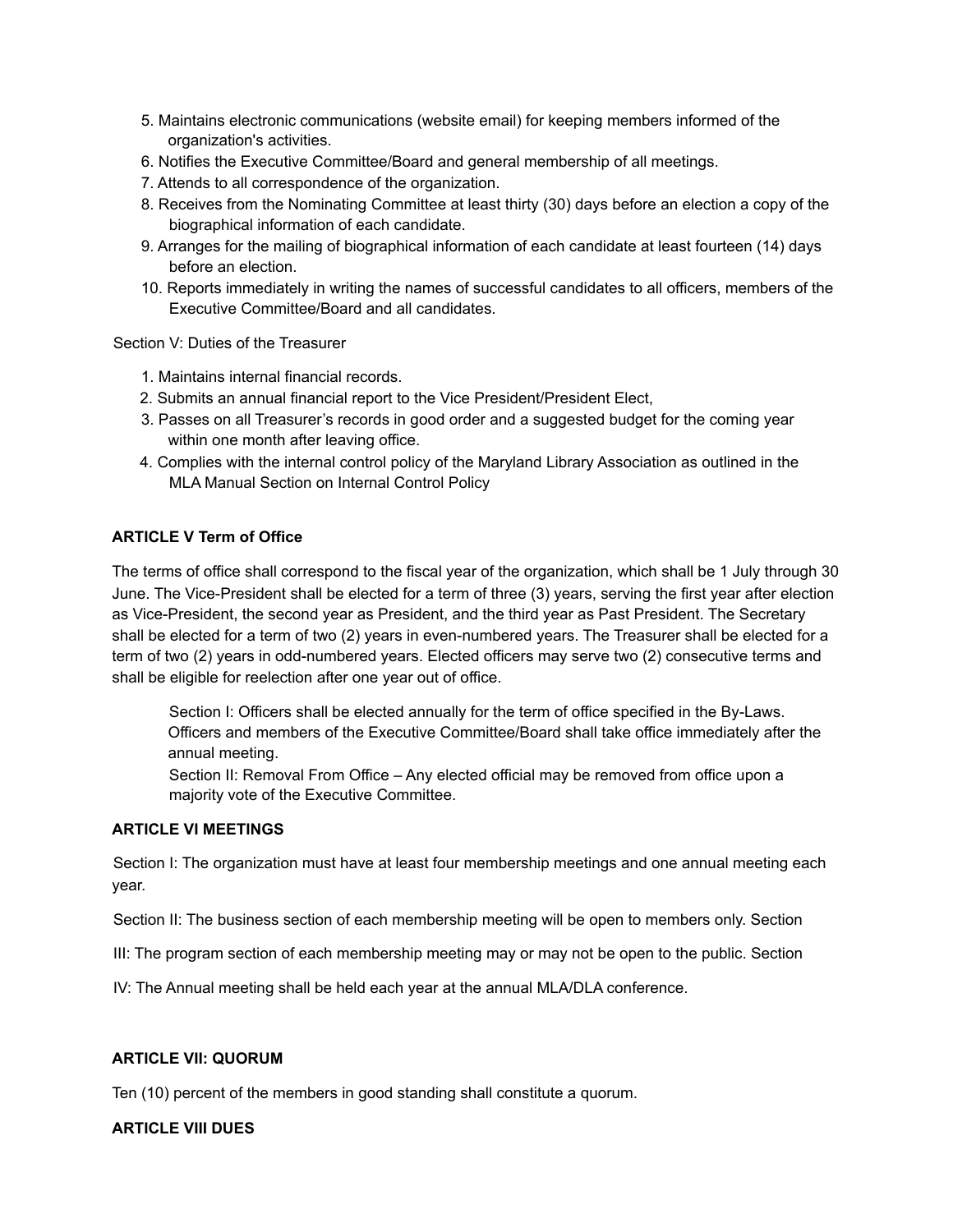5. Maintains electronic communications (website email) for keeping members informed of the organization's activities.
6. Notifies the Executive Committee/Board and general membership of all meetings.
7. Attends to all correspondence of the organization.
8. Receives from the Nominating Committee at least thirty (30) days before an election a copy of the biographical information of each candidate.
9. Arranges for the mailing of biographical information of each candidate at least fourteen (14) days before an election.
10. Reports immediately in writing the names of successful candidates to all officers, members of the Executive Committee/Board and all candidates.

Section V: Duties of the Treasurer

1. Maintains internal financial records.
2. Submits an annual financial report to the Vice President/President Elect,
3. Passes on all Treasurer's records in good order and a suggested budget for the coming year within one month after leaving office.
4. Complies with the internal control policy of the Maryland Library Association as outlined in the MLA Manual Section on Internal Control Policy

**ARTICLE V Term of Office**

The terms of office shall correspond to the fiscal year of the organization, which shall be 1 July through 30 June. The Vice-President shall be elected for a term of three (3) years, serving the first year after election as Vice-President, the second year as President, and the third year as Past President. The Secretary shall be elected for a term of two (2) years in even-numbered years. The Treasurer shall be elected for a term of two (2) years in odd-numbered years. Elected officers may serve two (2) consecutive terms and shall be eligible for reelection after one year out of office.

Section I: Officers shall be elected annually for the term of office specified in the By-Laws. Officers and members of the Executive Committee/Board shall take office immediately after the annual meeting.

Section II: Removal From Office – Any elected official may be removed from office upon a majority vote of the Executive Committee.

**ARTICLE VI MEETINGS**

Section I: The organization must have at least four membership meetings and one annual meeting each year.

Section II: The business section of each membership meeting will be open to members only.

Section III: The program section of each membership meeting may or may not be open to the public.

Section IV: The Annual meeting shall be held each year at the annual MLA/DLA conference.

**ARTICLE VII: QUORUM**

Ten (10) percent of the members in good standing shall constitute a quorum.

**ARTICLE VIII DUES**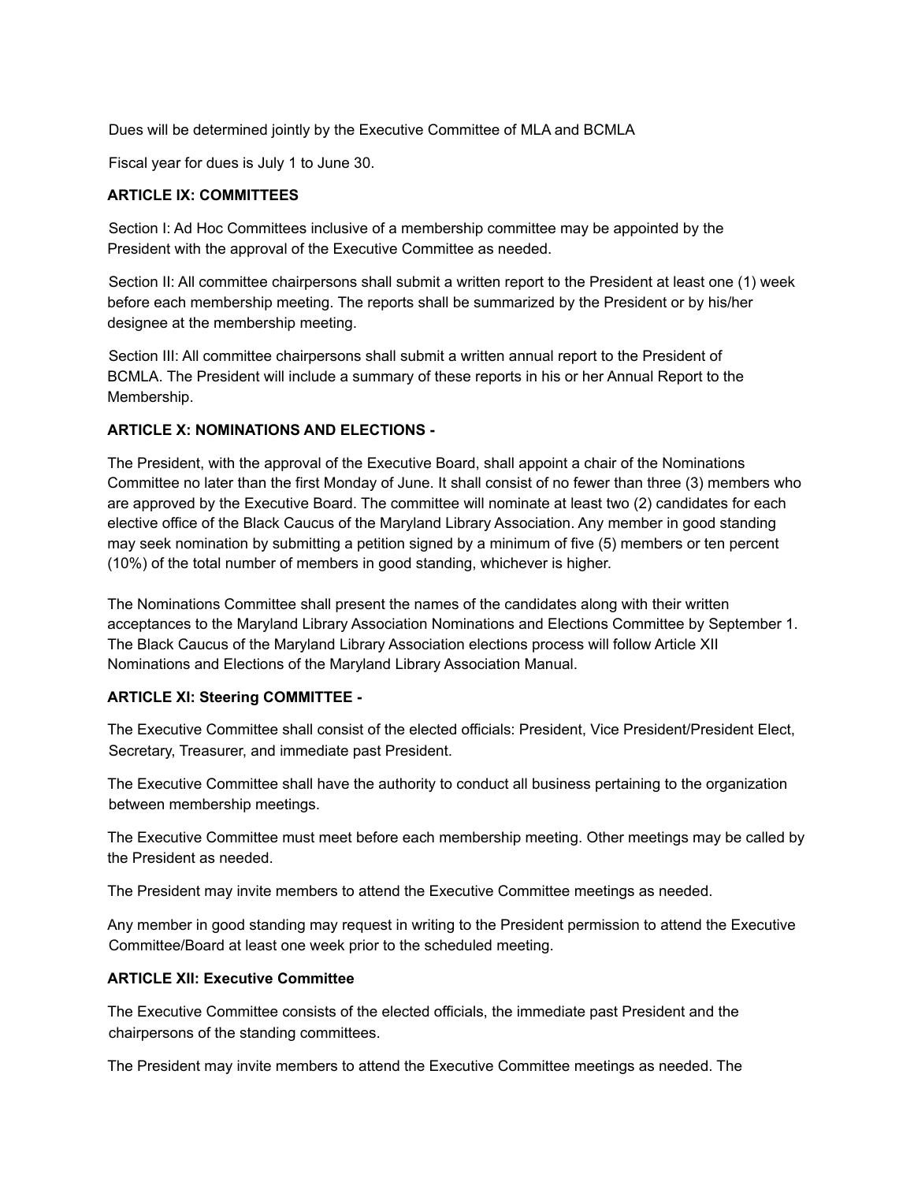Dues will be determined jointly by the Executive Committee of MLA and BCMLA

Fiscal year for dues is July 1 to June 30.

**ARTICLE IX: COMMITTEES**

Section I: Ad Hoc Committees inclusive of a membership committee may be appointed by the President with the approval of the Executive Committee as needed.

Section II: All committee chairpersons shall submit a written report to the President at least one (1) week before each membership meeting. The reports shall be summarized by the President or by his/her designee at the membership meeting.

Section III: All committee chairpersons shall submit a written annual report to the President of BCMLA. The President will include a summary of these reports in his or her Annual Report to the Membership.

**ARTICLE X: NOMINATIONS AND ELECTIONS -**

The President, with the approval of the Executive Board, shall appoint a chair of the Nominations Committee no later than the first Monday of June. It shall consist of no fewer than three (3) members who are approved by the Executive Board. The committee will nominate at least two (2) candidates for each elective office of the Black Caucus of the Maryland Library Association. Any member in good standing may seek nomination by submitting a petition signed by a minimum of five (5) members or ten percent (10%) of the total number of members in good standing, whichever is higher.

The Nominations Committee shall present the names of the candidates along with their written acceptances to the Maryland Library Association Nominations and Elections Committee by September 1. The Black Caucus of the Maryland Library Association elections process will follow Article XII Nominations and Elections of the Maryland Library Association Manual.

**ARTICLE XI: Steering COMMITTEE -**

The Executive Committee shall consist of the elected officials: President, Vice President/President Elect, Secretary, Treasurer, and immediate past President.

The Executive Committee shall have the authority to conduct all business pertaining to the organization between membership meetings.

The Executive Committee must meet before each membership meeting. Other meetings may be called by the President as needed.

The President may invite members to attend the Executive Committee meetings as needed.

Any member in good standing may request in writing to the President permission to attend the Executive Committee/Board at least one week prior to the scheduled meeting.

**ARTICLE XII: Executive Committee**

The Executive Committee consists of the elected officials, the immediate past President and the chairpersons of the standing committees.

The President may invite members to attend the Executive Committee meetings as needed. The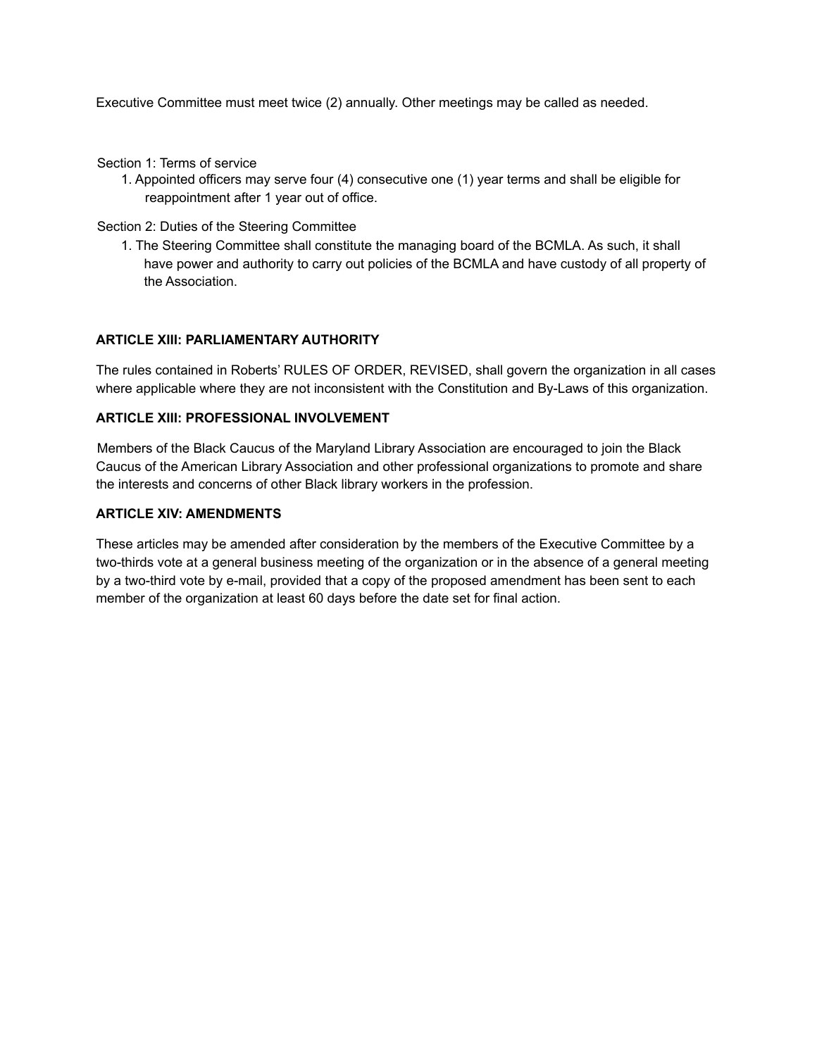Executive Committee must meet twice (2) annually. Other meetings may be called as needed.

Section 1: Terms of service

1. Appointed officers may serve four (4) consecutive one (1) year terms and shall be eligible for reappointment after 1 year out of office.

Section 2: Duties of the Steering Committee

1. The Steering Committee shall constitute the managing board of the BCMLA. As such, it shall have power and authority to carry out policies of the BCMLA and have custody of all property of the Association.

**ARTICLE XIII: PARLIAMENTARY AUTHORITY**

The rules contained in Roberts' RULES OF ORDER, REVISED, shall govern the organization in all cases where applicable where they are not inconsistent with the Constitution and By-Laws of this organization.

**ARTICLE XIII: PROFESSIONAL INVOLVEMENT**

Members of the Black Caucus of the Maryland Library Association are encouraged to join the Black Caucus of the American Library Association and other professional organizations to promote and share the interests and concerns of other Black library workers in the profession.

**ARTICLE XIV: AMENDMENTS**

These articles may be amended after consideration by the members of the Executive Committee by a two-thirds vote at a general business meeting of the organization or in the absence of a general meeting by a two-third vote by e-mail, provided that a copy of the proposed amendment has been sent to each member of the organization at least 60 days before the date set for final action.